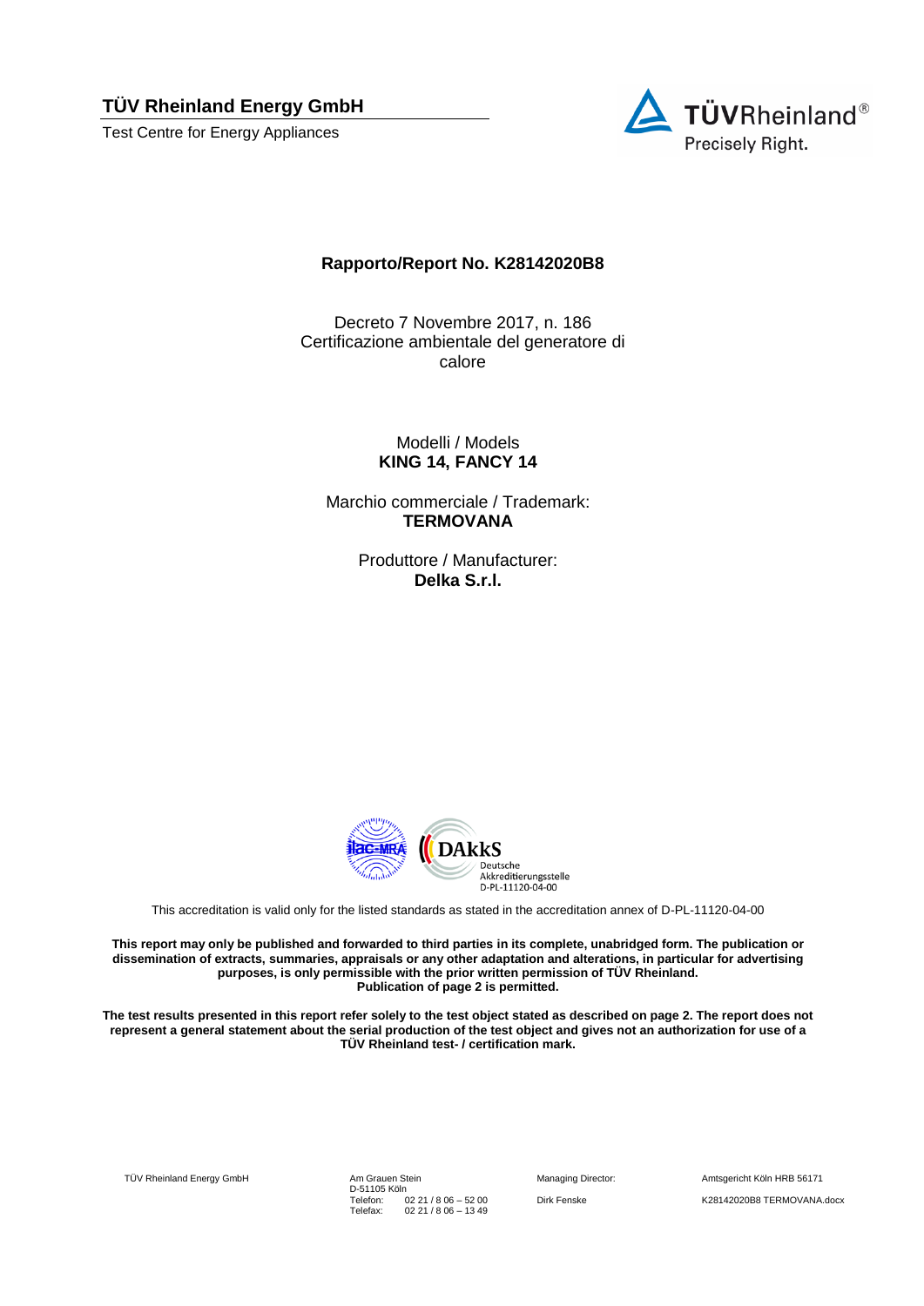**TÜV Rheinland Energy GmbH**

Test Centre for Energy Appliances

# Rapporto/Report No. K28142020B8

Decreto 7 Novembre 2017, n. 186
Certificazione ambientale del generatore di calore

Modelli / Models
**KING 14, FANCY 14**

Marchio commerciale / Trademark:
**TERMOVANA**

Produttore / Manufacturer:
**Delka S.r.l.**

DAkkS
Deutsche Akkreditierungsstelle
D-PL-11120-04-00

This accreditation is valid only for the listed standards as stated in the accreditation annex of D-PL-11120-04-00

**This report may only be published and forwarded to third parties in its complete, unabridged form. The publication or dissemination of extracts, summaries, appraisals or any other adaptation and alterations, in particular for advertising purposes, is only permissible with the prior written permission of TÜV Rheinland. Publication of page 2 is permitted.**

**The test results presented in this report refer solely to the test object stated as described on page 2. The report does not represent a general statement about the serial production of the test object and gives not an authorization for use of a TÜV Rheinland test- / certification mark.**

TÜV Rheinland Energy GmbH
Am Grauen Stein
D-51105 Köln
Telefon: 02 21 / 8 06 – 52 00
Telefax: 02 21 / 8 06 – 13 49

Managing Director:
Dirk Fenske

Amtsgericht Köln HRB 56171
K28142020B8 TERMOVANA.docx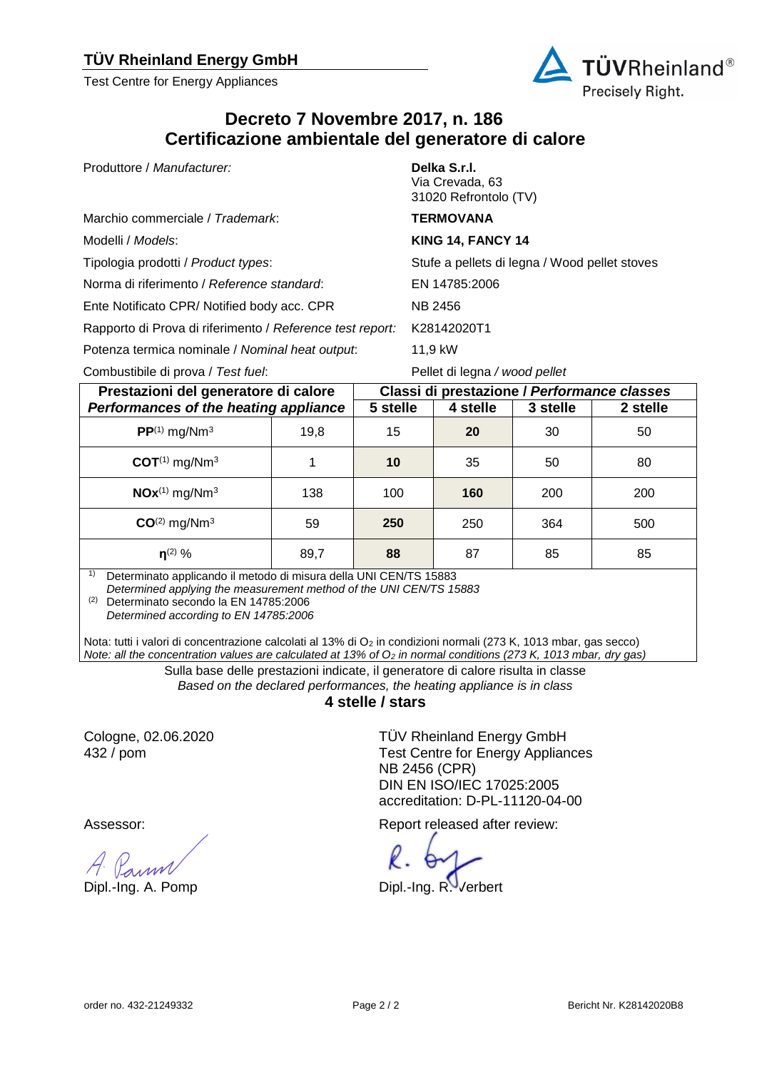**TÜV Rheinland Energy GmbH**

Test Centre for Energy Appliances

# Decreto 7 Novembre 2017, n. 186
# Certificazione ambientale del generatore di calore

| | |
|---|---|
| Produttore / *Manufacturer:* | **Delka S.r.l.**<br>Via Crevada, 63<br>31020 Refrontolo (TV) |
| Marchio commerciale / *Trademark*: | **TERMOVANA** |
| Modelli / *Models*: | **KING 14, FANCY 14** |
| Tipologia prodotti / *Product types*: | Stufe a pellets di legna / Wood pellet stoves |
| Norma di riferimento / *Reference standard*: | EN 14785:2006 |
| Ente Notificato CPR/ Notified body acc. CPR | NB 2456 |
| Rapporto di Prova di riferimento / *Reference test report:* | K28142020T1 |
| Potenza termica nominale / *Nominal heat output*: | 11,9 kW |
| Combustibile di prova / *Test fuel*: | Pellet di legna */ wood pellet* |

| **Prestazioni del generatore di calore** *Performances of the heating appliance* | | **Classi di prestazione /** ***Performance classes*** | | | |
|---|---|---|---|---|---|
| | | **5 stelle** | **4 stelle** | **3 stelle** | **2 stelle** |
| **PP**(1) mg/Nm³ | 19,8 | 15 | **20** | 30 | 50 |
| **COT**(1) mg/Nm³ | 1 | **10** | 35 | 50 | 80 |
| **NOx**(1) mg/Nm³ | 138 | 100 | **160** | 200 | 200 |
| **CO**(2) mg/Nm³ | 59 | **250** | 250 | 364 | 500 |
| **η**(2) % | 89,7 | **88** | 87 | 85 | 85 |

1) Determinato applicando il metodo di misura della UNI CEN/TS 15883
*Determined applying the measurement method of the UNI CEN/TS 15883*

(2) Determinato secondo la EN 14785:2006
*Determined according to EN 14785:2006*

Nota: tutti i valori di concentrazione calcolati al 13% di $O_2$ in condizioni normali (273 K, 1013 mbar, gas secco)
*Note: all the concentration values are calculated at 13% of $O_2$ in normal conditions (273 K, 1013 mbar, dry gas)*

Sulla base delle prestazioni indicate, il generatore di calore risulta in classe
*Based on the declared performances, the heating appliance is in class*

**4 stelle / stars**

Cologne, 02.06.2020
432 / pom

TÜV Rheinland Energy GmbH
Test Centre for Energy Appliances
NB 2456 (CPR)
DIN EN ISO/IEC 17025:2005
accreditation: D-PL-11120-04-00

Assessor:

Dipl.-Ing. A. Pomp

Report released after review:

Dipl.-Ing. R. Verbert

order no. 432-21249332

Bericht Nr. K28142020B8